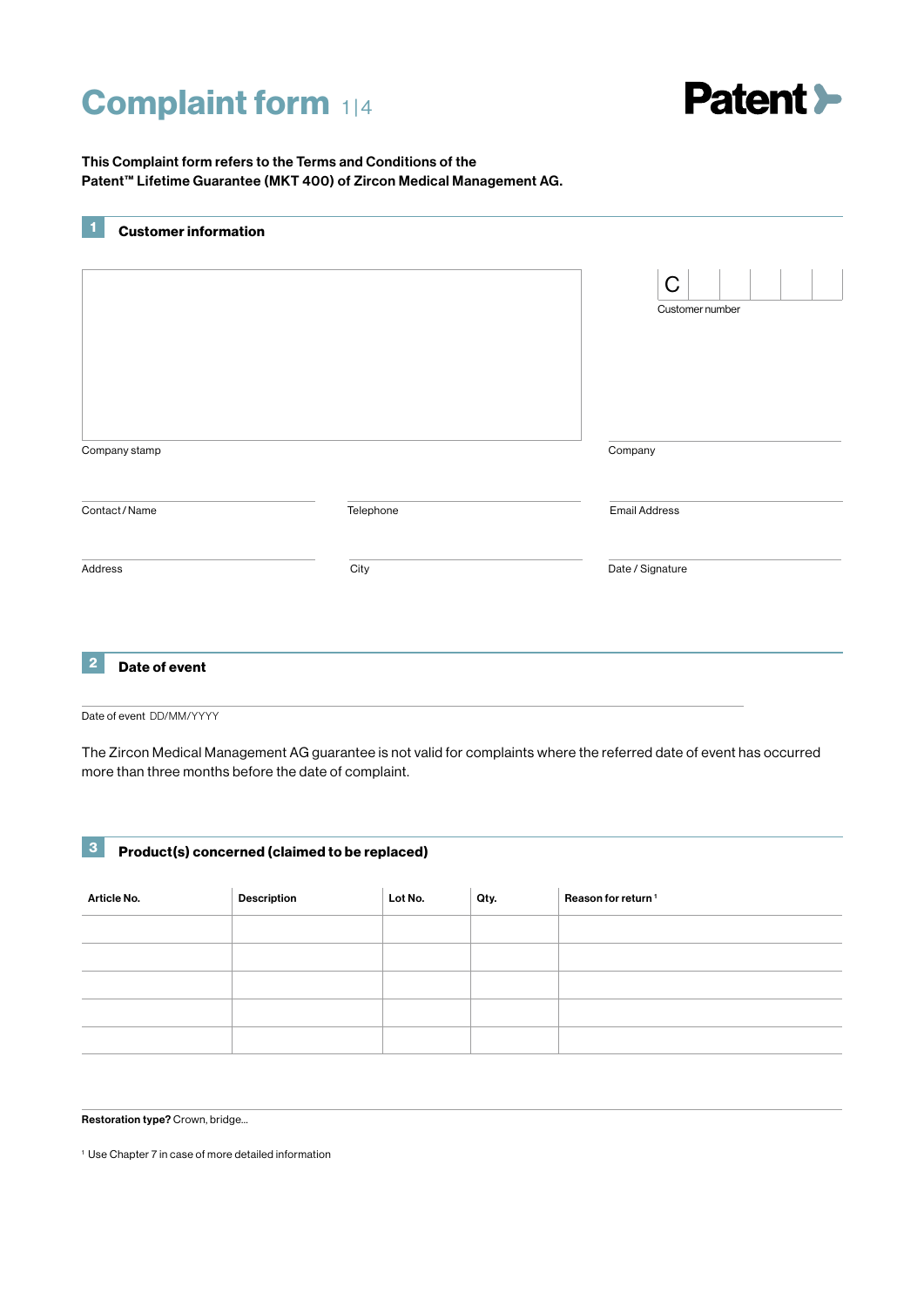# Complaint form 1|4

**Patent**

**This Complaint form refers to the Terms and Conditions of the Patent™ Lifetime Guarantee (MKT 400) of Zircon Medical Management AG.**

## 1 Customer information

C

Customer number

Company stamp

Company

Contact / Name

Telephone

Email Address

Address

City

Date / Signature

## 2 Date of event

Date of event DD/MM/YYYY

The Zircon Medical Management AG guarantee is not valid for complaints where the referred date of event has occurred more than three months before the date of complaint.

## 3 Product(s) concerned (claimed to be replaced)

| Article No. | Description | Lot No. | Qty. | Reason for return [1] |
| --- | --- | --- | --- | --- |
| | | | | |
| | | | | |
| | | | | |
| | | | | |
| | | | | |

**Restoration type?** Crown, bridge...

[1] Use Chapter 7 in case of more detailed information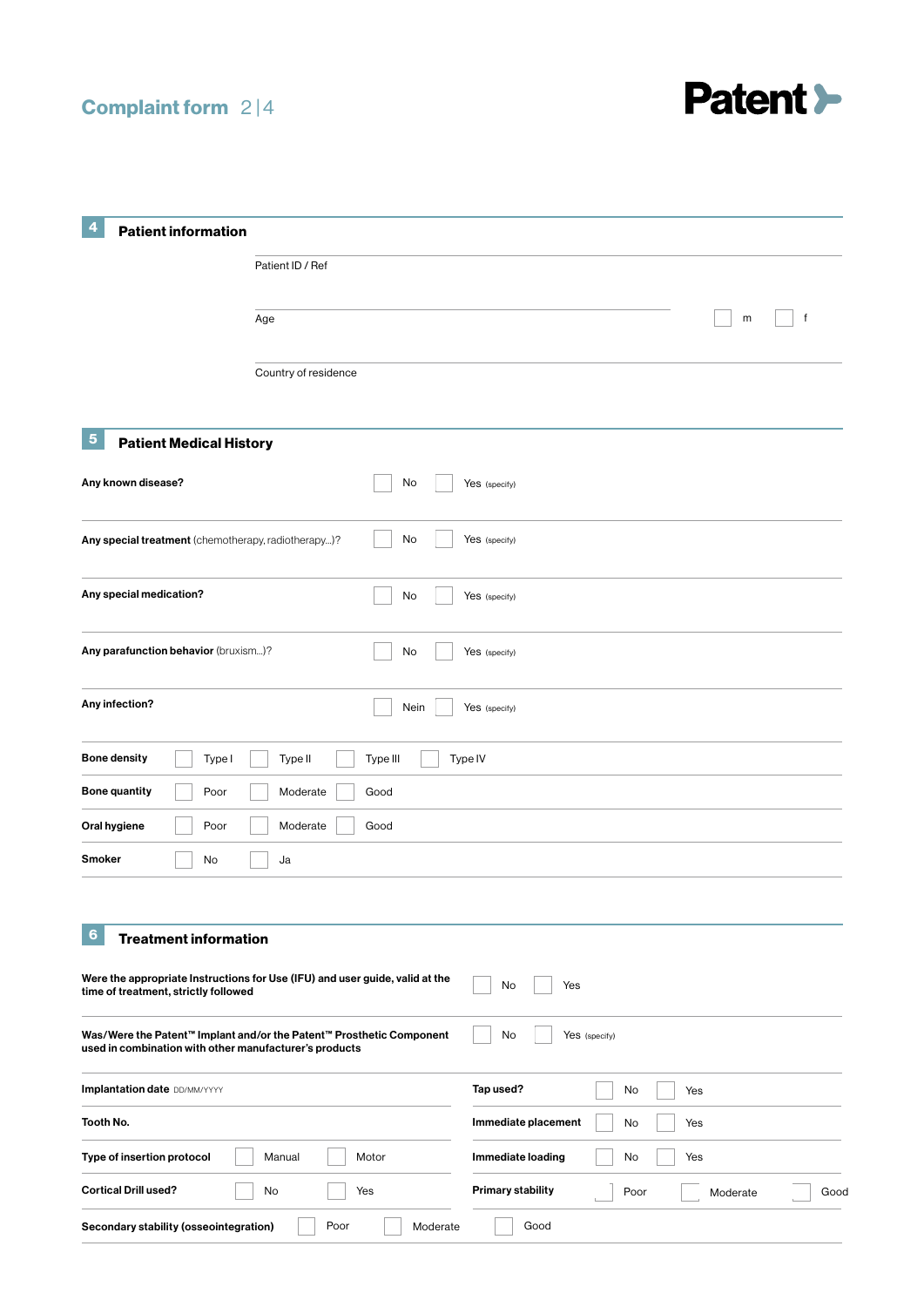# Complaint form

## 4 Patient information

Patient ID / Ref

Age ☐ m ☐ f

Country of residence

## 5 Patient Medical History

| | | |
|---|---|---|
| **Any known disease?** | ☐ No | ☐ Yes (specify) |
| **Any special treatment** (chemotherapy, radiotherapy...)? | ☐ No | ☐ Yes (specify) |
| **Any special medication?** | ☐ No | ☐ Yes (specify) |
| **Any parafunction behavior** (bruxism...)? | ☐ No | ☐ Yes (specify) |
| **Any infection?** | ☐ Nein | ☐ Yes (specify) |

| | | | | |
|---|---|---|---|---|
| **Bone density** | ☐ Type I | ☐ Type II | ☐ Type III | ☐ Type IV |
| **Bone quantity** | ☐ Poor | ☐ Moderate | ☐ Good | |
| **Oral hygiene** | ☐ Poor | ☐ Moderate | ☐ Good | |
| **Smoker** | ☐ No | ☐ Ja | | |

## 6 Treatment information

| | | |
|---|---|---|
| **Were the appropriate Instructions for Use (IFU) and user guide, valid at the time of treatment, strictly followed** | ☐ No | ☐ Yes |
| **Was/Were the Patent™ Implant and/or the Patent™ Prosthetic Component used in combination with other manufacturer's products** | ☐ No | ☐ Yes (specify) |

| | | | | | | |
|---|---|---|---|---|---|---|
| **Implantation date** DD/MM/YYYY | | | **Tap used?** | ☐ No | ☐ Yes | |
| **Tooth No.** | | | **Immediate placement** | ☐ No | ☐ Yes | |
| **Type of insertion protocol** | ☐ Manual | ☐ Motor | **Immediate loading** | ☐ No | ☐ Yes | |
| **Cortical Drill used?** | ☐ No | ☐ Yes | **Primary stability** | ☐ Poor | ☐ Moderate | ☐ Good |
| **Secondary stability (osseointegration)** | ☐ Poor | ☐ Moderate | ☐ Good | | | |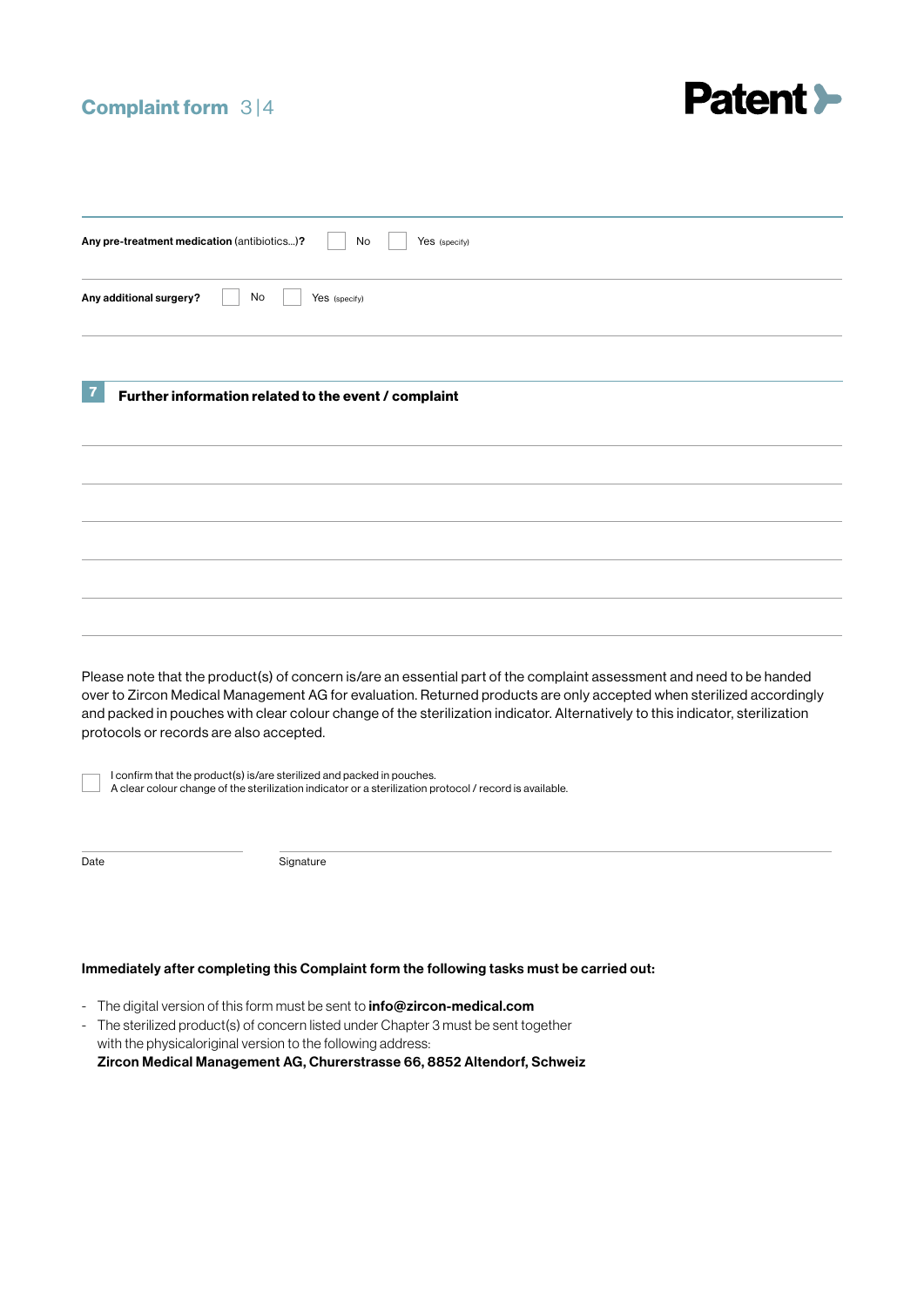**Any pre-treatment medication** (antibiotics...)? ☐ No ☐ Yes (specify)

**Any additional surgery?** ☐ No ☐ Yes (specify)

## 7 Further information related to the event / complaint

Please note that the product(s) of concern is/are an essential part of the complaint assessment and need to be handed over to Zircon Medical Management AG for evaluation. Returned products are only accepted when sterilized accordingly and packed in pouches with clear colour change of the sterilization indicator. Alternatively to this indicator, sterilization protocols or records are also accepted.

☐ I confirm that the product(s) is/are sterilized and packed in pouches.
A clear colour change of the sterilization indicator or a sterilization protocol / record is available.

Date

Signature

**Immediately after completing this Complaint form the following tasks must be carried out:**

- The digital version of this form must be sent to **info@zircon-medical.com**
- The sterilized product(s) of concern listed under Chapter 3 must be sent together with the physicaloriginal version to the following address:
  **Zircon Medical Management AG, Churerstrasse 66, 8852 Altendorf, Schweiz**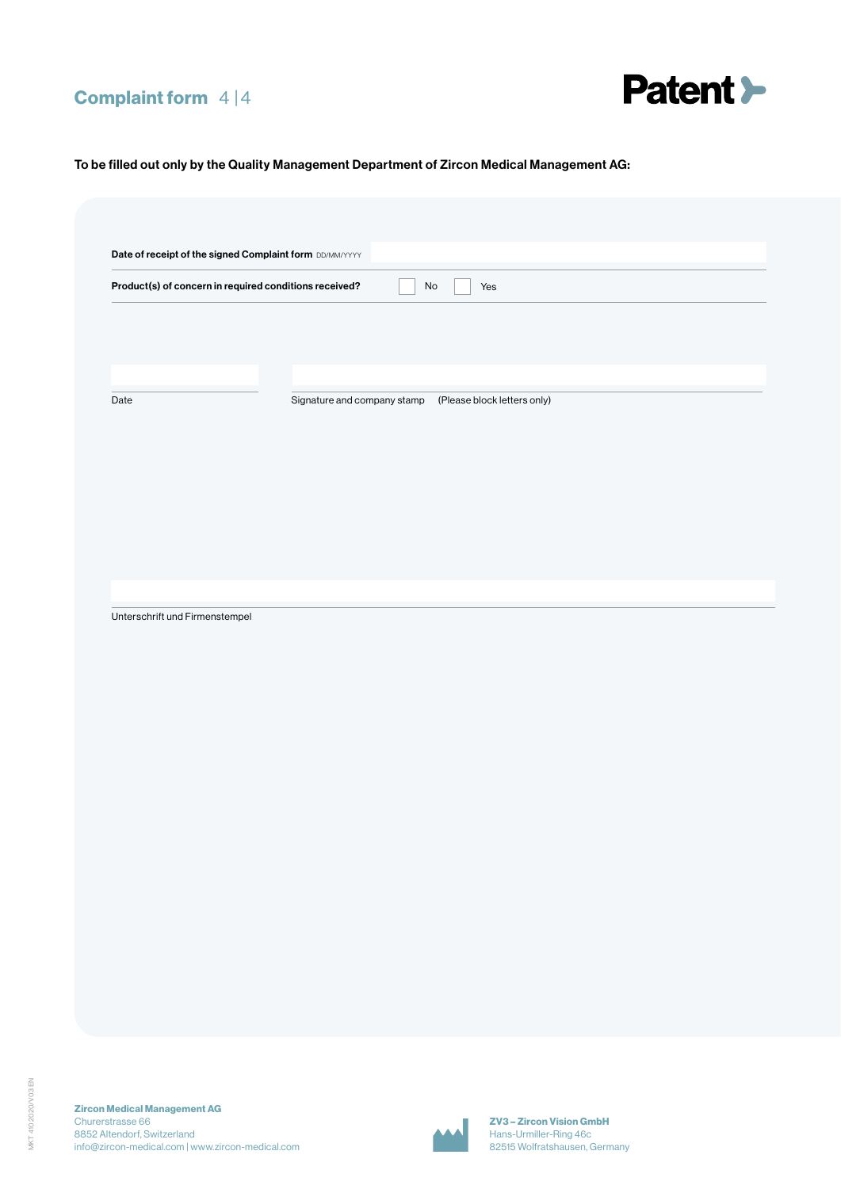## Complaint form 4 | 4

**Patent**

**To be filled out only by the Quality Management Department of Zircon Medical Management AG:**

**Date of receipt of the signed Complaint form** DD/MM/YYYY

**Product(s) of concern in required conditions received?** ☐ No ☐ Yes

Date

Signature and company stamp (Please block letters only)

Unterschrift und Firmenstempel

**Zircon Medical Management AG**
Churerstrasse 66
8852 Altendorf, Switzerland
info@zircon-medical.com | www.zircon-medical.com

**ZV3 – Zircon Vision GmbH**
Hans-Urmiller-Ring 46c
82515 Wolfratshausen, Germany

MKT 410 2020/V03 EN